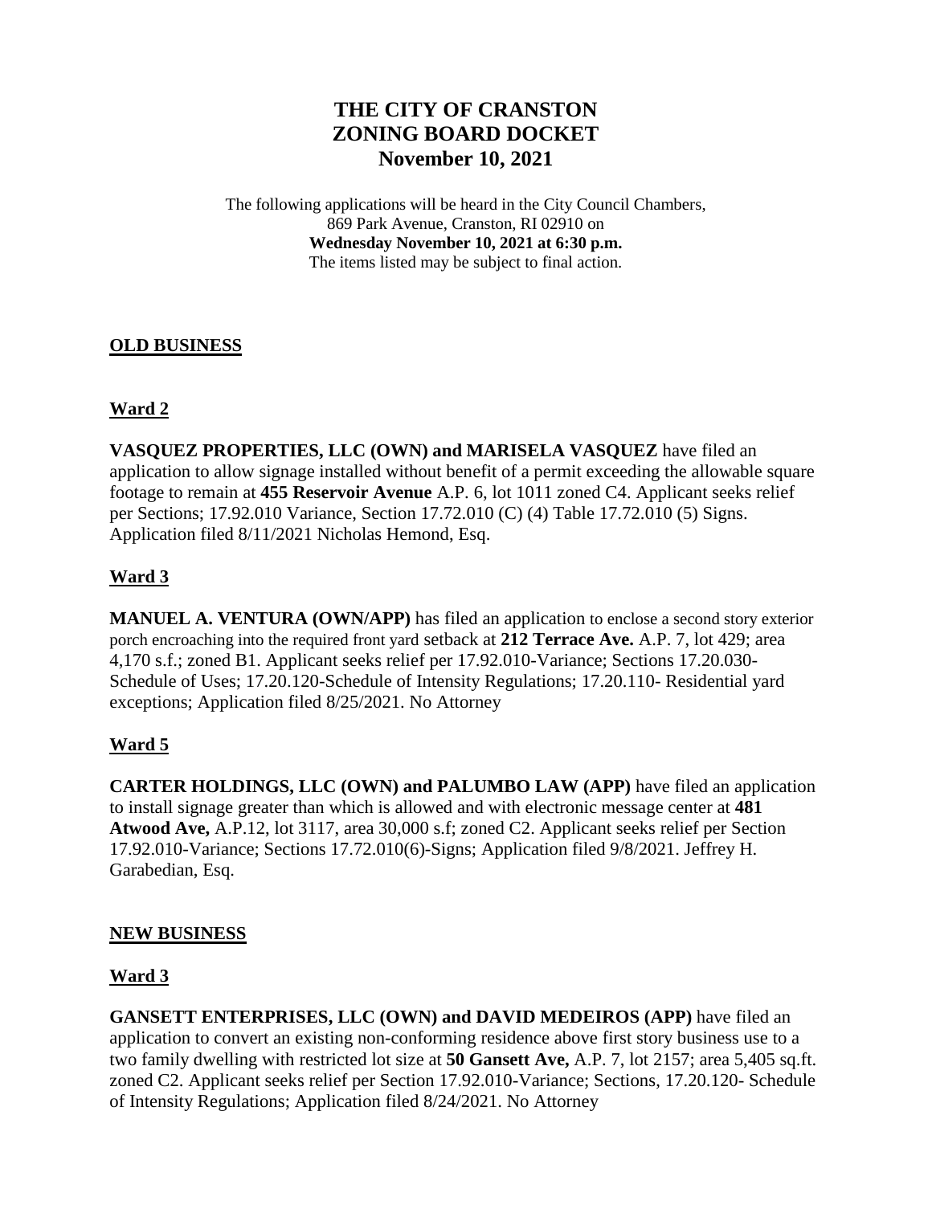# THE CITY OF CRANSTON
# ZONING BOARD DOCKET
# November 10, 2021

The following applications will be heard in the City Council Chambers,
869 Park Avenue, Cranston, RI 02910 on
**Wednesday November 10, 2021 at 6:30 p.m.**
The items listed may be subject to final action.

## OLD BUSINESS

### Ward 2

**VASQUEZ PROPERTIES, LLC (OWN) and MARISELA VASQUEZ** have filed an application to allow signage installed without benefit of a permit exceeding the allowable square footage to remain at **455 Reservoir Avenue** A.P. 6, lot 1011 zoned C4. Applicant seeks relief per Sections; 17.92.010 Variance, Section 17.72.010 (C) (4) Table 17.72.010 (5) Signs. Application filed 8/11/2021 Nicholas Hemond, Esq.

### Ward 3

**MANUEL A. VENTURA (OWN/APP)** has filed an application to enclose a second story exterior porch encroaching into the required front yard setback at **212 Terrace Ave.** A.P. 7, lot 429; area 4,170 s.f.; zoned B1. Applicant seeks relief per 17.92.010-Variance; Sections 17.20.030-Schedule of Uses; 17.20.120-Schedule of Intensity Regulations; 17.20.110- Residential yard exceptions; Application filed 8/25/2021. No Attorney

### Ward 5

**CARTER HOLDINGS, LLC (OWN) and PALUMBO LAW (APP)** have filed an application to install signage greater than which is allowed and with electronic message center at **481 Atwood Ave,** A.P.12, lot 3117, area 30,000 s.f; zoned C2. Applicant seeks relief per Section 17.92.010-Variance; Sections 17.72.010(6)-Signs; Application filed 9/8/2021. Jeffrey H. Garabedian, Esq.

## NEW BUSINESS

### Ward 3

**GANSETT ENTERPRISES, LLC (OWN) and DAVID MEDEIROS (APP)** have filed an application to convert an existing non-conforming residence above first story business use to a two family dwelling with restricted lot size at **50 Gansett Ave,** A.P. 7, lot 2157; area 5,405 sq.ft. zoned C2. Applicant seeks relief per Section 17.92.010-Variance; Sections, 17.20.120- Schedule of Intensity Regulations; Application filed 8/24/2021. No Attorney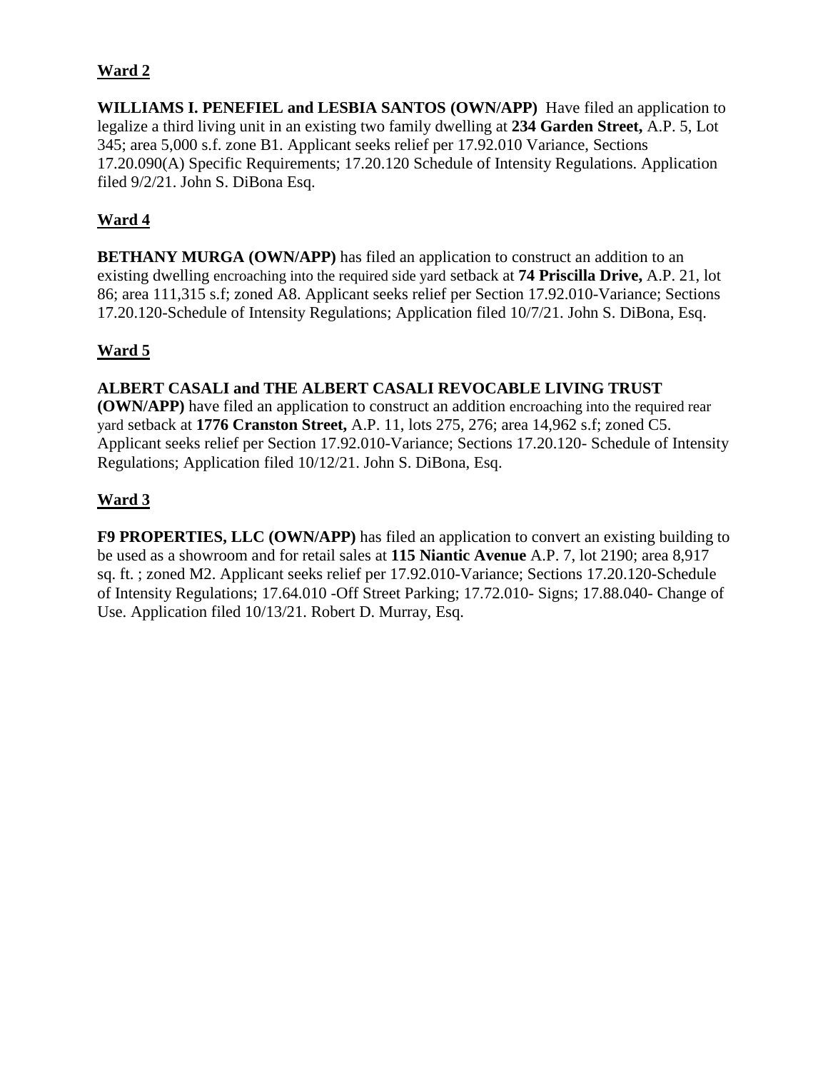**Ward 2**

**WILLIAMS I. PENEFIEL and LESBIA SANTOS (OWN/APP)** Have filed an application to legalize a third living unit in an existing two family dwelling at **234 Garden Street,** A.P. 5, Lot 345; area 5,000 s.f. zone B1. Applicant seeks relief per 17.92.010 Variance, Sections 17.20.090(A) Specific Requirements; 17.20.120 Schedule of Intensity Regulations. Application filed 9/2/21. John S. DiBona Esq.

**Ward 4**

**BETHANY MURGA (OWN/APP)** has filed an application to construct an addition to an existing dwelling encroaching into the required side yard setback at **74 Priscilla Drive,** A.P. 21, lot 86; area 111,315 s.f; zoned A8. Applicant seeks relief per Section 17.92.010-Variance; Sections 17.20.120-Schedule of Intensity Regulations; Application filed 10/7/21. John S. DiBona, Esq.

**Ward 5**

**ALBERT CASALI and THE ALBERT CASALI REVOCABLE LIVING TRUST (OWN/APP)** have filed an application to construct an addition encroaching into the required rear yard setback at **1776 Cranston Street,** A.P. 11, lots 275, 276; area 14,962 s.f; zoned C5. Applicant seeks relief per Section 17.92.010-Variance; Sections 17.20.120- Schedule of Intensity Regulations; Application filed 10/12/21. John S. DiBona, Esq.

**Ward 3**

**F9 PROPERTIES, LLC (OWN/APP)** has filed an application to convert an existing building to be used as a showroom and for retail sales at **115 Niantic Avenue** A.P. 7, lot 2190; area 8,917 sq. ft. ; zoned M2. Applicant seeks relief per 17.92.010-Variance; Sections 17.20.120-Schedule of Intensity Regulations; 17.64.010 -Off Street Parking; 17.72.010- Signs; 17.88.040- Change of Use. Application filed 10/13/21. Robert D. Murray, Esq.